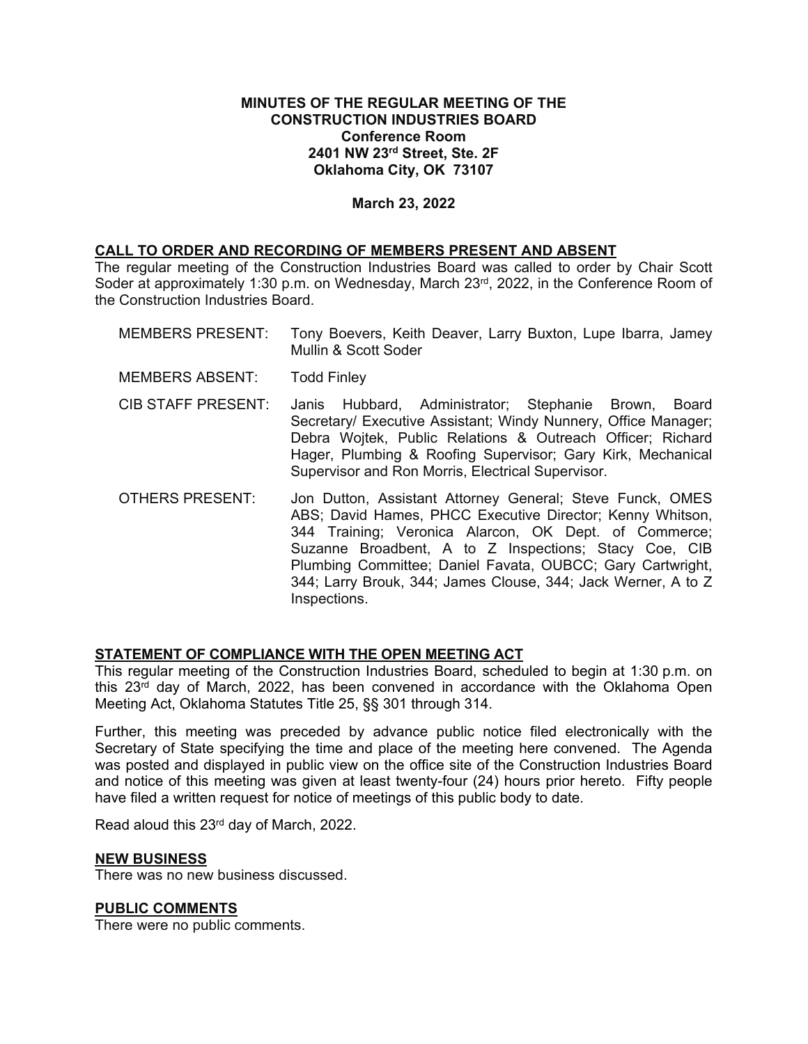**MINUTES OF THE REGULAR MEETING OF THE CONSTRUCTION INDUSTRIES BOARD**
**Conference Room**
**2401 NW 23rd Street, Ste. 2F**
**Oklahoma City, OK 73107**

**March 23, 2022**

## CALL TO ORDER AND RECORDING OF MEMBERS PRESENT AND ABSENT

The regular meeting of the Construction Industries Board was called to order by Chair Scott Soder at approximately 1:30 p.m. on Wednesday, March 23rd, 2022, in the Conference Room of the Construction Industries Board.

MEMBERS PRESENT: Tony Boevers, Keith Deaver, Larry Buxton, Lupe Ibarra, Jamey Mullin & Scott Soder

MEMBERS ABSENT: Todd Finley

CIB STAFF PRESENT: Janis Hubbard, Administrator; Stephanie Brown, Board Secretary/ Executive Assistant; Windy Nunnery, Office Manager; Debra Wojtek, Public Relations & Outreach Officer; Richard Hager, Plumbing & Roofing Supervisor; Gary Kirk, Mechanical Supervisor and Ron Morris, Electrical Supervisor.

OTHERS PRESENT: Jon Dutton, Assistant Attorney General; Steve Funck, OMES ABS; David Hames, PHCC Executive Director; Kenny Whitson, 344 Training; Veronica Alarcon, OK Dept. of Commerce; Suzanne Broadbent, A to Z Inspections; Stacy Coe, CIB Plumbing Committee; Daniel Favata, OUBCC; Gary Cartwright, 344; Larry Brouk, 344; James Clouse, 344; Jack Werner, A to Z Inspections.

## STATEMENT OF COMPLIANCE WITH THE OPEN MEETING ACT

This regular meeting of the Construction Industries Board, scheduled to begin at 1:30 p.m. on this 23rd day of March, 2022, has been convened in accordance with the Oklahoma Open Meeting Act, Oklahoma Statutes Title 25, §§ 301 through 314.

Further, this meeting was preceded by advance public notice filed electronically with the Secretary of State specifying the time and place of the meeting here convened. The Agenda was posted and displayed in public view on the office site of the Construction Industries Board and notice of this meeting was given at least twenty-four (24) hours prior hereto. Fifty people have filed a written request for notice of meetings of this public body to date.

Read aloud this 23rd day of March, 2022.

## NEW BUSINESS

There was no new business discussed.

## PUBLIC COMMENTS

There were no public comments.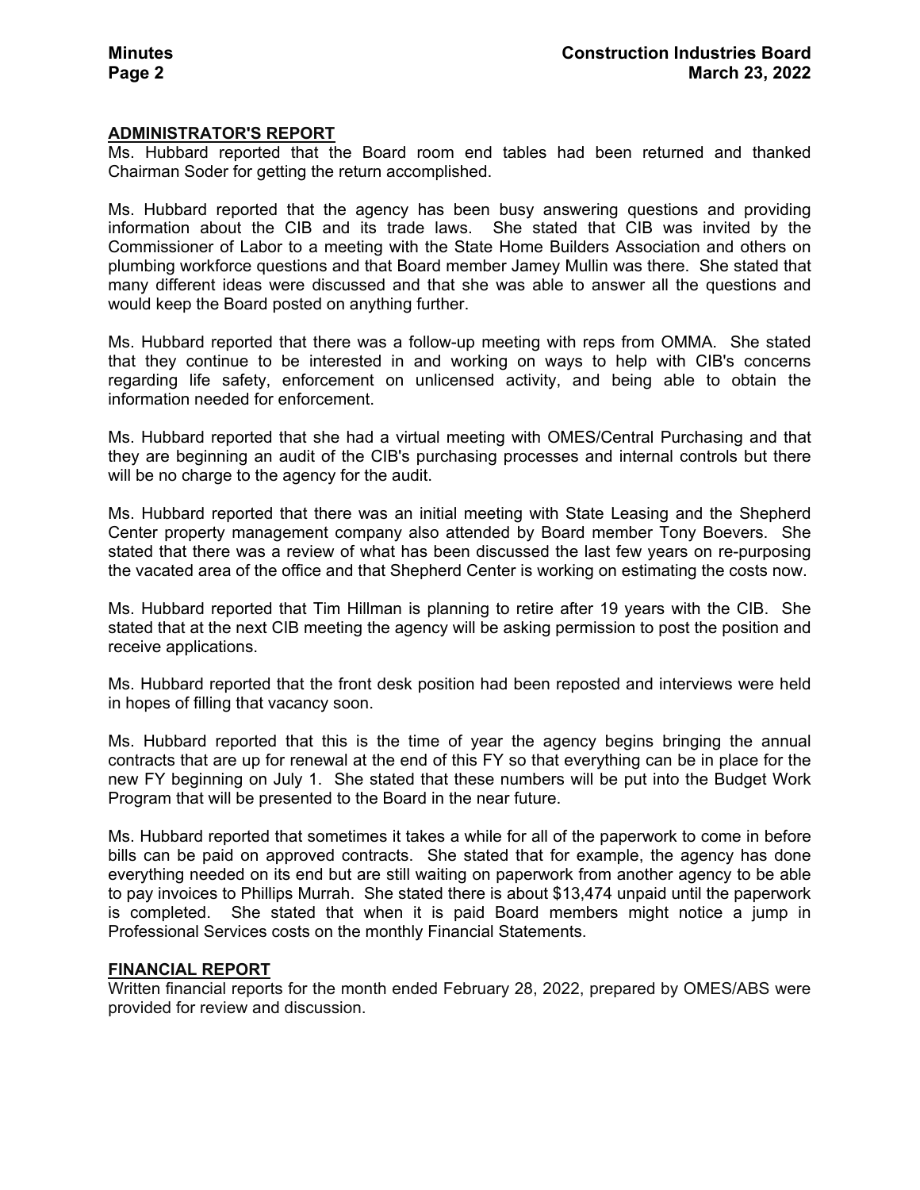## ADMINISTRATOR'S REPORT

Ms. Hubbard reported that the Board room end tables had been returned and thanked Chairman Soder for getting the return accomplished.

Ms. Hubbard reported that the agency has been busy answering questions and providing information about the CIB and its trade laws. She stated that CIB was invited by the Commissioner of Labor to a meeting with the State Home Builders Association and others on plumbing workforce questions and that Board member Jamey Mullin was there. She stated that many different ideas were discussed and that she was able to answer all the questions and would keep the Board posted on anything further.

Ms. Hubbard reported that there was a follow-up meeting with reps from OMMA. She stated that they continue to be interested in and working on ways to help with CIB's concerns regarding life safety, enforcement on unlicensed activity, and being able to obtain the information needed for enforcement.

Ms. Hubbard reported that she had a virtual meeting with OMES/Central Purchasing and that they are beginning an audit of the CIB's purchasing processes and internal controls but there will be no charge to the agency for the audit.

Ms. Hubbard reported that there was an initial meeting with State Leasing and the Shepherd Center property management company also attended by Board member Tony Boevers. She stated that there was a review of what has been discussed the last few years on re-purposing the vacated area of the office and that Shepherd Center is working on estimating the costs now.

Ms. Hubbard reported that Tim Hillman is planning to retire after 19 years with the CIB. She stated that at the next CIB meeting the agency will be asking permission to post the position and receive applications.

Ms. Hubbard reported that the front desk position had been reposted and interviews were held in hopes of filling that vacancy soon.

Ms. Hubbard reported that this is the time of year the agency begins bringing the annual contracts that are up for renewal at the end of this FY so that everything can be in place for the new FY beginning on July 1. She stated that these numbers will be put into the Budget Work Program that will be presented to the Board in the near future.

Ms. Hubbard reported that sometimes it takes a while for all of the paperwork to come in before bills can be paid on approved contracts. She stated that for example, the agency has done everything needed on its end but are still waiting on paperwork from another agency to be able to pay invoices to Phillips Murrah. She stated there is about $13,474 unpaid until the paperwork is completed. She stated that when it is paid Board members might notice a jump in Professional Services costs on the monthly Financial Statements.

## FINANCIAL REPORT

Written financial reports for the month ended February 28, 2022, prepared by OMES/ABS were provided for review and discussion.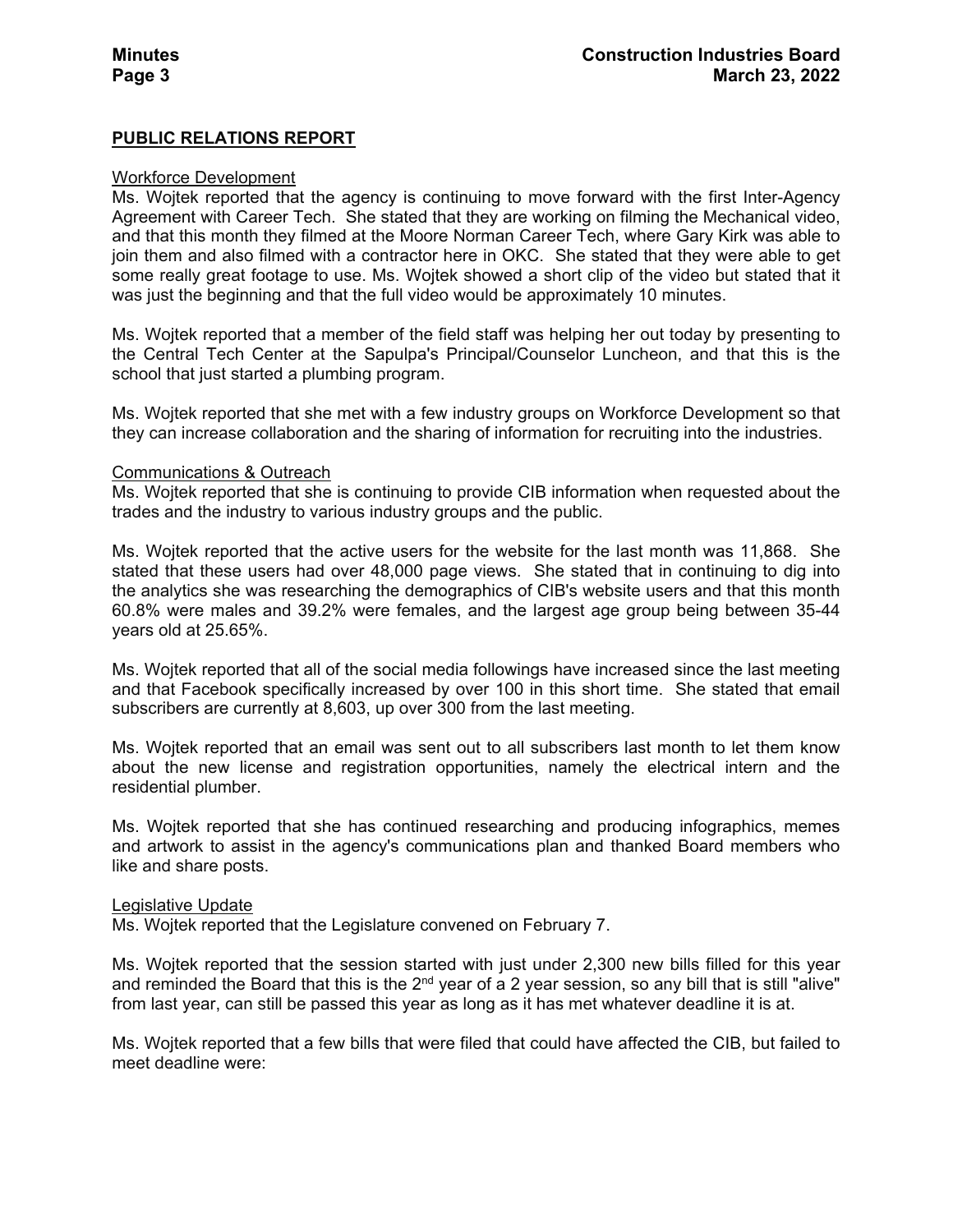## PUBLIC RELATIONS REPORT

### Workforce Development

Ms. Wojtek reported that the agency is continuing to move forward with the first Inter-Agency Agreement with Career Tech. She stated that they are working on filming the Mechanical video, and that this month they filmed at the Moore Norman Career Tech, where Gary Kirk was able to join them and also filmed with a contractor here in OKC. She stated that they were able to get some really great footage to use. Ms. Wojtek showed a short clip of the video but stated that it was just the beginning and that the full video would be approximately 10 minutes.

Ms. Wojtek reported that a member of the field staff was helping her out today by presenting to the Central Tech Center at the Sapulpa's Principal/Counselor Luncheon, and that this is the school that just started a plumbing program.

Ms. Wojtek reported that she met with a few industry groups on Workforce Development so that they can increase collaboration and the sharing of information for recruiting into the industries.

### Communications & Outreach

Ms. Wojtek reported that she is continuing to provide CIB information when requested about the trades and the industry to various industry groups and the public.

Ms. Wojtek reported that the active users for the website for the last month was 11,868. She stated that these users had over 48,000 page views. She stated that in continuing to dig into the analytics she was researching the demographics of CIB's website users and that this month 60.8% were males and 39.2% were females, and the largest age group being between 35-44 years old at 25.65%.

Ms. Wojtek reported that all of the social media followings have increased since the last meeting and that Facebook specifically increased by over 100 in this short time. She stated that email subscribers are currently at 8,603, up over 300 from the last meeting.

Ms. Wojtek reported that an email was sent out to all subscribers last month to let them know about the new license and registration opportunities, namely the electrical intern and the residential plumber.

Ms. Wojtek reported that she has continued researching and producing infographics, memes and artwork to assist in the agency's communications plan and thanked Board members who like and share posts.

### Legislative Update

Ms. Wojtek reported that the Legislature convened on February 7.

Ms. Wojtek reported that the session started with just under 2,300 new bills filled for this year and reminded the Board that this is the 2nd year of a 2 year session, so any bill that is still "alive" from last year, can still be passed this year as long as it has met whatever deadline it is at.

Ms. Wojtek reported that a few bills that were filed that could have affected the CIB, but failed to meet deadline were: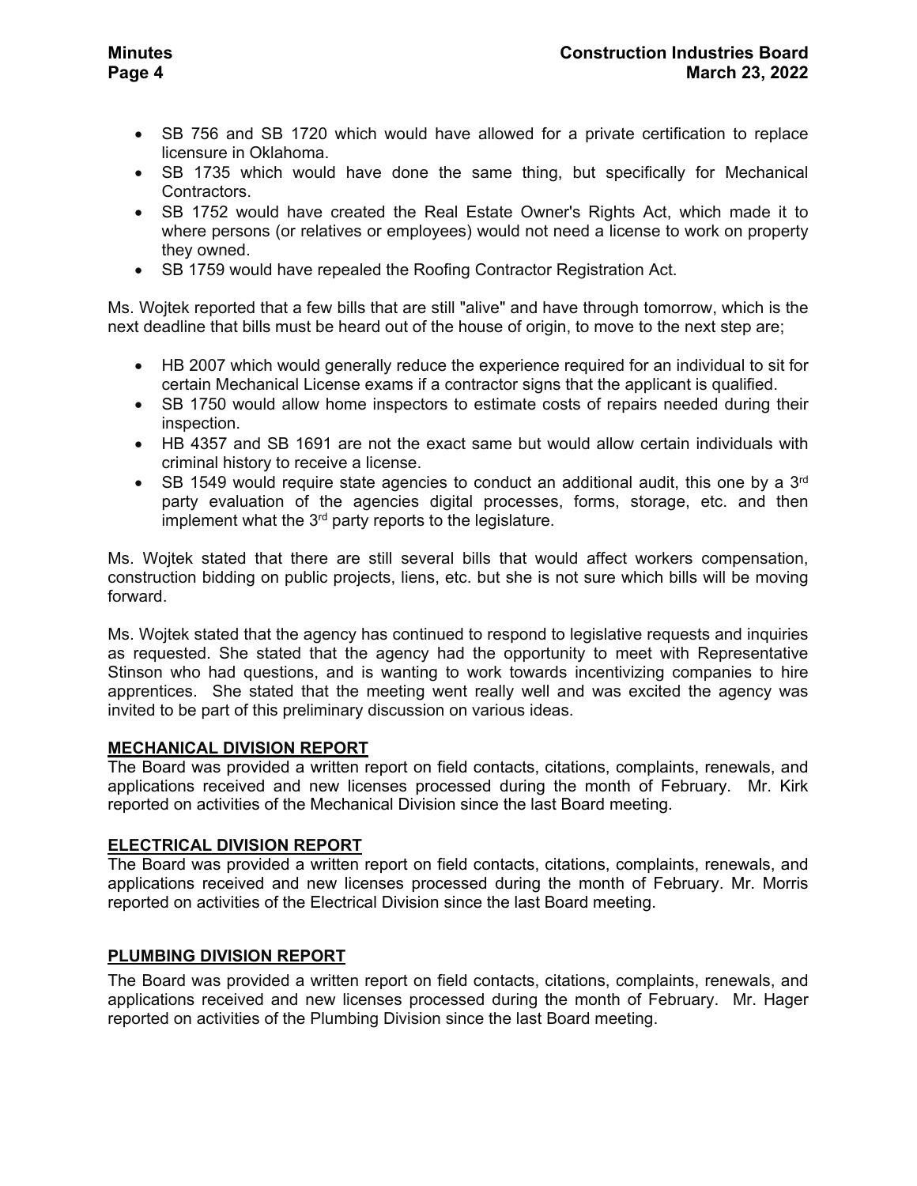- SB 756 and SB 1720 which would have allowed for a private certification to replace licensure in Oklahoma.
- SB 1735 which would have done the same thing, but specifically for Mechanical Contractors.
- SB 1752 would have created the Real Estate Owner's Rights Act, which made it to where persons (or relatives or employees) would not need a license to work on property they owned.
- SB 1759 would have repealed the Roofing Contractor Registration Act.

Ms. Wojtek reported that a few bills that are still "alive" and have through tomorrow, which is the next deadline that bills must be heard out of the house of origin, to move to the next step are;

- HB 2007 which would generally reduce the experience required for an individual to sit for certain Mechanical License exams if a contractor signs that the applicant is qualified.
- SB 1750 would allow home inspectors to estimate costs of repairs needed during their inspection.
- HB 4357 and SB 1691 are not the exact same but would allow certain individuals with criminal history to receive a license.
- SB 1549 would require state agencies to conduct an additional audit, this one by a 3rd party evaluation of the agencies digital processes, forms, storage, etc. and then implement what the 3rd party reports to the legislature.

Ms. Wojtek stated that there are still several bills that would affect workers compensation, construction bidding on public projects, liens, etc. but she is not sure which bills will be moving forward.

Ms. Wojtek stated that the agency has continued to respond to legislative requests and inquiries as requested. She stated that the agency had the opportunity to meet with Representative Stinson who had questions, and is wanting to work towards incentivizing companies to hire apprentices. She stated that the meeting went really well and was excited the agency was invited to be part of this preliminary discussion on various ideas.

**MECHANICAL DIVISION REPORT**

The Board was provided a written report on field contacts, citations, complaints, renewals, and applications received and new licenses processed during the month of February. Mr. Kirk reported on activities of the Mechanical Division since the last Board meeting.

**ELECTRICAL DIVISION REPORT**

The Board was provided a written report on field contacts, citations, complaints, renewals, and applications received and new licenses processed during the month of February. Mr. Morris reported on activities of the Electrical Division since the last Board meeting.

**PLUMBING DIVISION REPORT**

The Board was provided a written report on field contacts, citations, complaints, renewals, and applications received and new licenses processed during the month of February. Mr. Hager reported on activities of the Plumbing Division since the last Board meeting.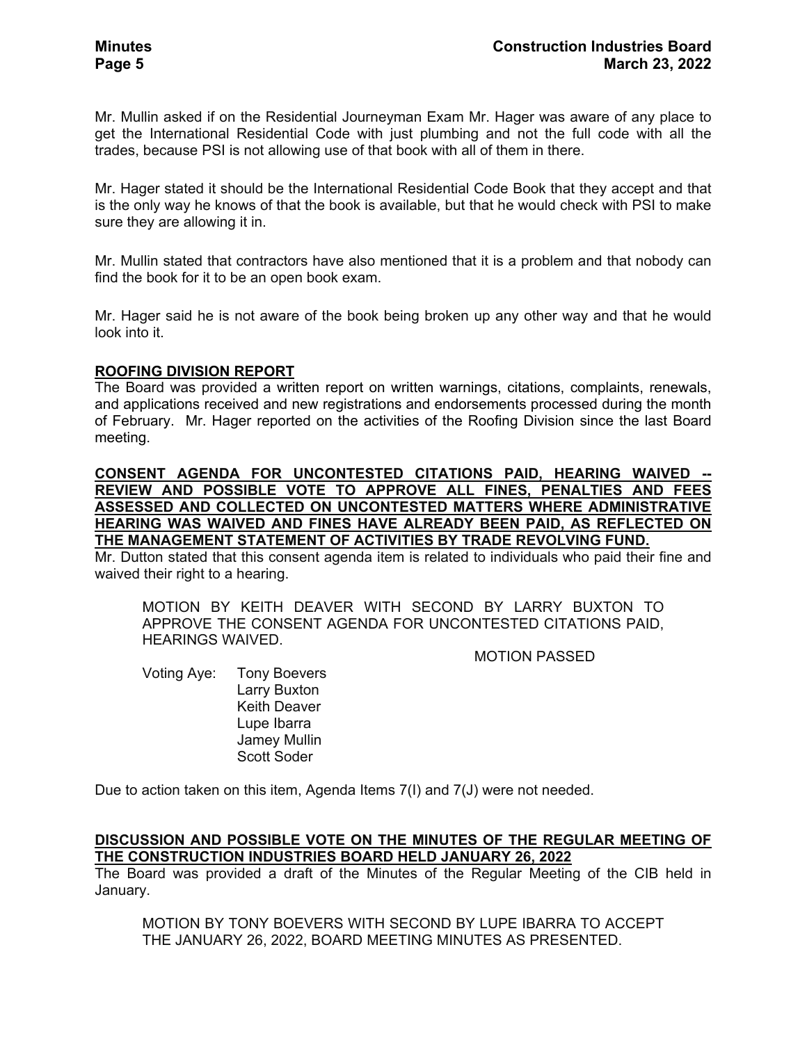Mr. Mullin asked if on the Residential Journeyman Exam Mr. Hager was aware of any place to get the International Residential Code with just plumbing and not the full code with all the trades, because PSI is not allowing use of that book with all of them in there.

Mr. Hager stated it should be the International Residential Code Book that they accept and that is the only way he knows of that the book is available, but that he would check with PSI to make sure they are allowing it in.

Mr. Mullin stated that contractors have also mentioned that it is a problem and that nobody can find the book for it to be an open book exam.

Mr. Hager said he is not aware of the book being broken up any other way and that he would look into it.

**ROOFING DIVISION REPORT**

The Board was provided a written report on written warnings, citations, complaints, renewals, and applications received and new registrations and endorsements processed during the month of February. Mr. Hager reported on the activities of the Roofing Division since the last Board meeting.

**CONSENT AGENDA FOR UNCONTESTED CITATIONS PAID, HEARING WAIVED -- REVIEW AND POSSIBLE VOTE TO APPROVE ALL FINES, PENALTIES AND FEES ASSESSED AND COLLECTED ON UNCONTESTED MATTERS WHERE ADMINISTRATIVE HEARING WAS WAIVED AND FINES HAVE ALREADY BEEN PAID, AS REFLECTED ON THE MANAGEMENT STATEMENT OF ACTIVITIES BY TRADE REVOLVING FUND.**

Mr. Dutton stated that this consent agenda item is related to individuals who paid their fine and waived their right to a hearing.

> MOTION BY KEITH DEAVER WITH SECOND BY LARRY BUXTON TO APPROVE THE CONSENT AGENDA FOR UNCONTESTED CITATIONS PAID, HEARINGS WAIVED.
>
> MOTION PASSED
>
> Voting Aye: Tony Boevers
> Larry Buxton
> Keith Deaver
> Lupe Ibarra
> Jamey Mullin
> Scott Soder

Due to action taken on this item, Agenda Items 7(I) and 7(J) were not needed.

**DISCUSSION AND POSSIBLE VOTE ON THE MINUTES OF THE REGULAR MEETING OF THE CONSTRUCTION INDUSTRIES BOARD HELD JANUARY 26, 2022**

The Board was provided a draft of the Minutes of the Regular Meeting of the CIB held in January.

> MOTION BY TONY BOEVERS WITH SECOND BY LUPE IBARRA TO ACCEPT THE JANUARY 26, 2022, BOARD MEETING MINUTES AS PRESENTED.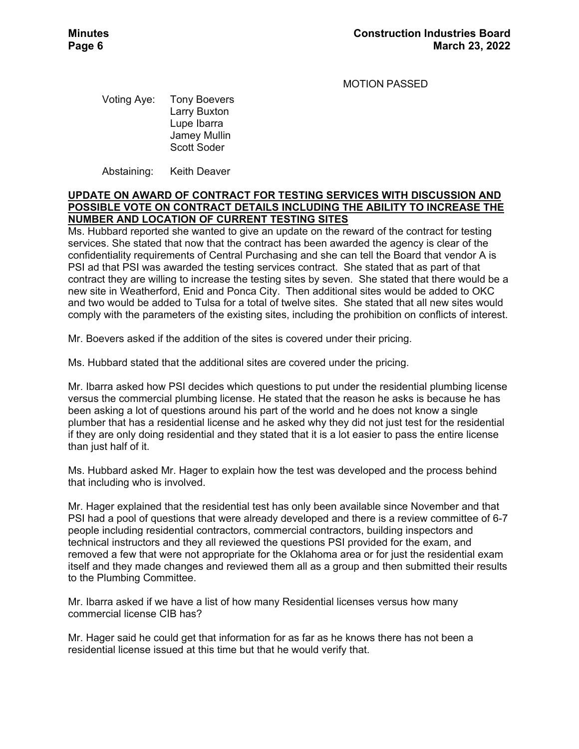MOTION PASSED

Voting Aye: Tony Boevers
Larry Buxton
Lupe Ibarra
Jamey Mullin
Scott Soder

Abstaining: Keith Deaver

**UPDATE ON AWARD OF CONTRACT FOR TESTING SERVICES WITH DISCUSSION AND POSSIBLE VOTE ON CONTRACT DETAILS INCLUDING THE ABILITY TO INCREASE THE NUMBER AND LOCATION OF CURRENT TESTING SITES**

Ms. Hubbard reported she wanted to give an update on the reward of the contract for testing services. She stated that now that the contract has been awarded the agency is clear of the confidentiality requirements of Central Purchasing and she can tell the Board that vendor A is PSI ad that PSI was awarded the testing services contract. She stated that as part of that contract they are willing to increase the testing sites by seven. She stated that there would be a new site in Weatherford, Enid and Ponca City. Then additional sites would be added to OKC and two would be added to Tulsa for a total of twelve sites. She stated that all new sites would comply with the parameters of the existing sites, including the prohibition on conflicts of interest.

Mr. Boevers asked if the addition of the sites is covered under their pricing.

Ms. Hubbard stated that the additional sites are covered under the pricing.

Mr. Ibarra asked how PSI decides which questions to put under the residential plumbing license versus the commercial plumbing license. He stated that the reason he asks is because he has been asking a lot of questions around his part of the world and he does not know a single plumber that has a residential license and he asked why they did not just test for the residential if they are only doing residential and they stated that it is a lot easier to pass the entire license than just half of it.

Ms. Hubbard asked Mr. Hager to explain how the test was developed and the process behind that including who is involved.

Mr. Hager explained that the residential test has only been available since November and that PSI had a pool of questions that were already developed and there is a review committee of 6-7 people including residential contractors, commercial contractors, building inspectors and technical instructors and they all reviewed the questions PSI provided for the exam, and removed a few that were not appropriate for the Oklahoma area or for just the residential exam itself and they made changes and reviewed them all as a group and then submitted their results to the Plumbing Committee.

Mr. Ibarra asked if we have a list of how many Residential licenses versus how many commercial license CIB has?

Mr. Hager said he could get that information for as far as he knows there has not been a residential license issued at this time but that he would verify that.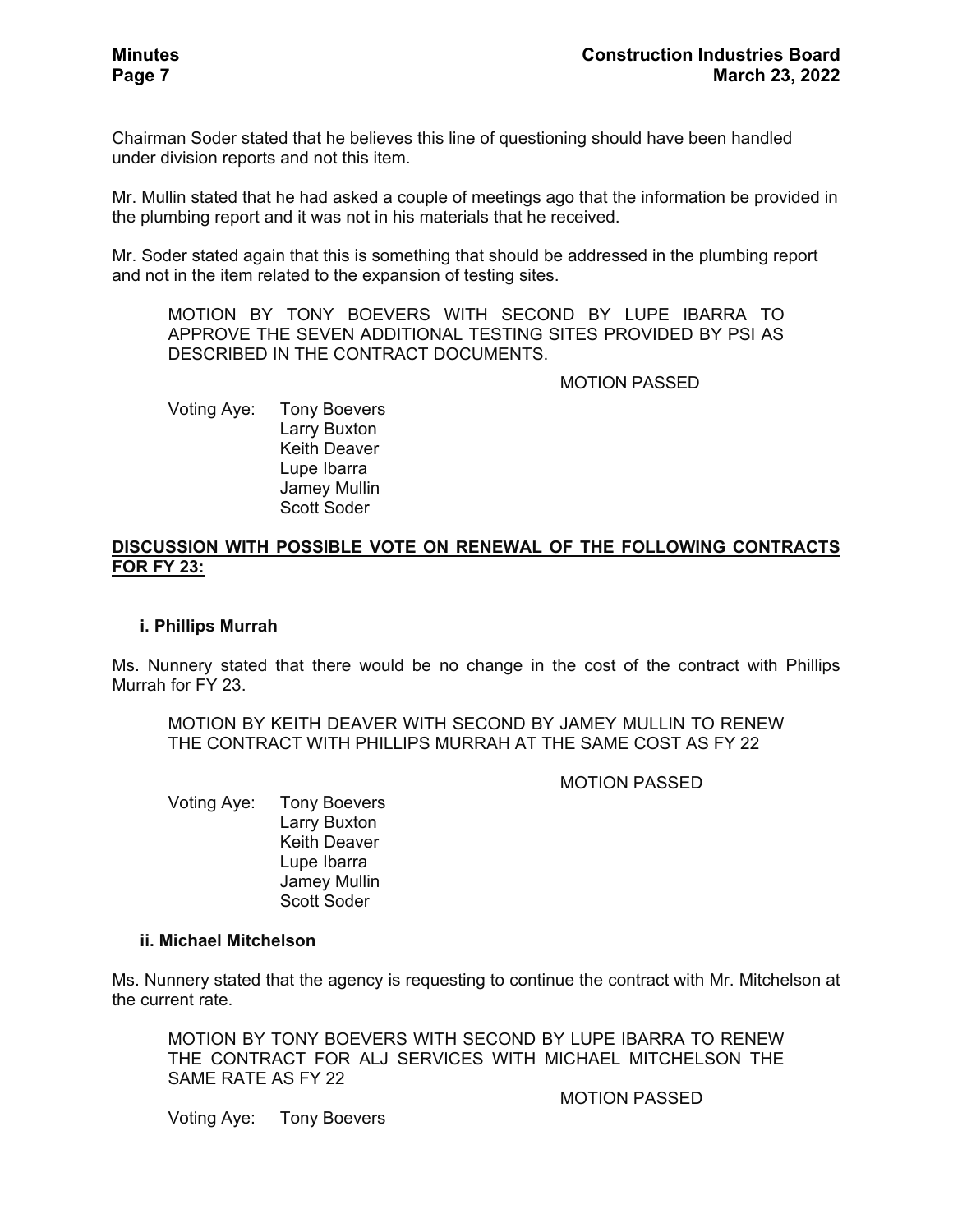Chairman Soder stated that he believes this line of questioning should have been handled under division reports and not this item.

Mr. Mullin stated that he had asked a couple of meetings ago that the information be provided in the plumbing report and it was not in his materials that he received.

Mr. Soder stated again that this is something that should be addressed in the plumbing report and not in the item related to the expansion of testing sites.

> MOTION BY TONY BOEVERS WITH SECOND BY LUPE IBARRA TO APPROVE THE SEVEN ADDITIONAL TESTING SITES PROVIDED BY PSI AS DESCRIBED IN THE CONTRACT DOCUMENTS.
>
> MOTION PASSED
>
> Voting Aye: Tony Boevers
> Larry Buxton
> Keith Deaver
> Lupe Ibarra
> Jamey Mullin
> Scott Soder

**DISCUSSION WITH POSSIBLE VOTE ON RENEWAL OF THE FOLLOWING CONTRACTS FOR FY 23:**

**i. Phillips Murrah**

Ms. Nunnery stated that there would be no change in the cost of the contract with Phillips Murrah for FY 23.

> MOTION BY KEITH DEAVER WITH SECOND BY JAMEY MULLIN TO RENEW THE CONTRACT WITH PHILLIPS MURRAH AT THE SAME COST AS FY 22
>
> MOTION PASSED
>
> Voting Aye: Tony Boevers
> Larry Buxton
> Keith Deaver
> Lupe Ibarra
> Jamey Mullin
> Scott Soder

**ii. Michael Mitchelson**

Ms. Nunnery stated that the agency is requesting to continue the contract with Mr. Mitchelson at the current rate.

> MOTION BY TONY BOEVERS WITH SECOND BY LUPE IBARRA TO RENEW THE CONTRACT FOR ALJ SERVICES WITH MICHAEL MITCHELSON THE SAME RATE AS FY 22
>
> MOTION PASSED
>
> Voting Aye: Tony Boevers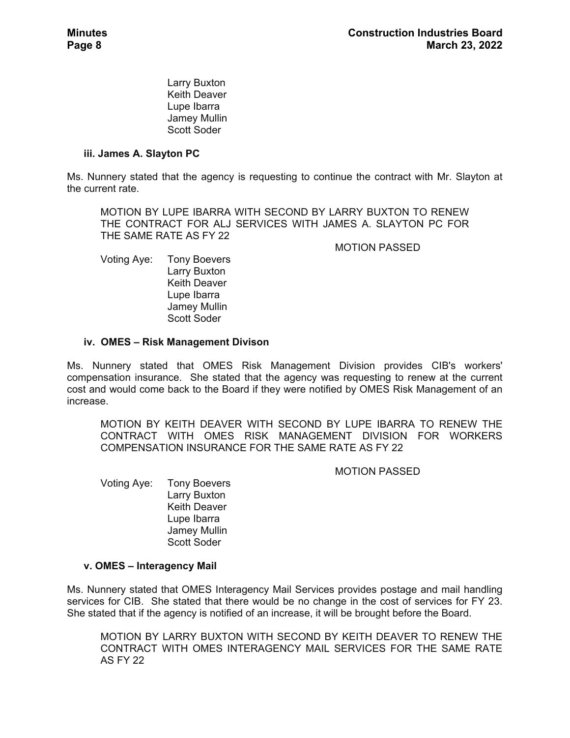Larry Buxton
Keith Deaver
Lupe Ibarra
Jamey Mullin
Scott Soder

**iii. James A. Slayton PC**

Ms. Nunnery stated that the agency is requesting to continue the contract with Mr. Slayton at the current rate.

MOTION BY LUPE IBARRA WITH SECOND BY LARRY BUXTON TO RENEW THE CONTRACT FOR ALJ SERVICES WITH JAMES A. SLAYTON PC FOR THE SAME RATE AS FY 22

MOTION PASSED

Voting Aye: Tony Boevers
Larry Buxton
Keith Deaver
Lupe Ibarra
Jamey Mullin
Scott Soder

**iv. OMES – Risk Management Divison**

Ms. Nunnery stated that OMES Risk Management Division provides CIB's workers' compensation insurance. She stated that the agency was requesting to renew at the current cost and would come back to the Board if they were notified by OMES Risk Management of an increase.

MOTION BY KEITH DEAVER WITH SECOND BY LUPE IBARRA TO RENEW THE CONTRACT WITH OMES RISK MANAGEMENT DIVISION FOR WORKERS COMPENSATION INSURANCE FOR THE SAME RATE AS FY 22

MOTION PASSED

Voting Aye: Tony Boevers
Larry Buxton
Keith Deaver
Lupe Ibarra
Jamey Mullin
Scott Soder

**v. OMES – Interagency Mail**

Ms. Nunnery stated that OMES Interagency Mail Services provides postage and mail handling services for CIB. She stated that there would be no change in the cost of services for FY 23. She stated that if the agency is notified of an increase, it will be brought before the Board.

MOTION BY LARRY BUXTON WITH SECOND BY KEITH DEAVER TO RENEW THE CONTRACT WITH OMES INTERAGENCY MAIL SERVICES FOR THE SAME RATE AS FY 22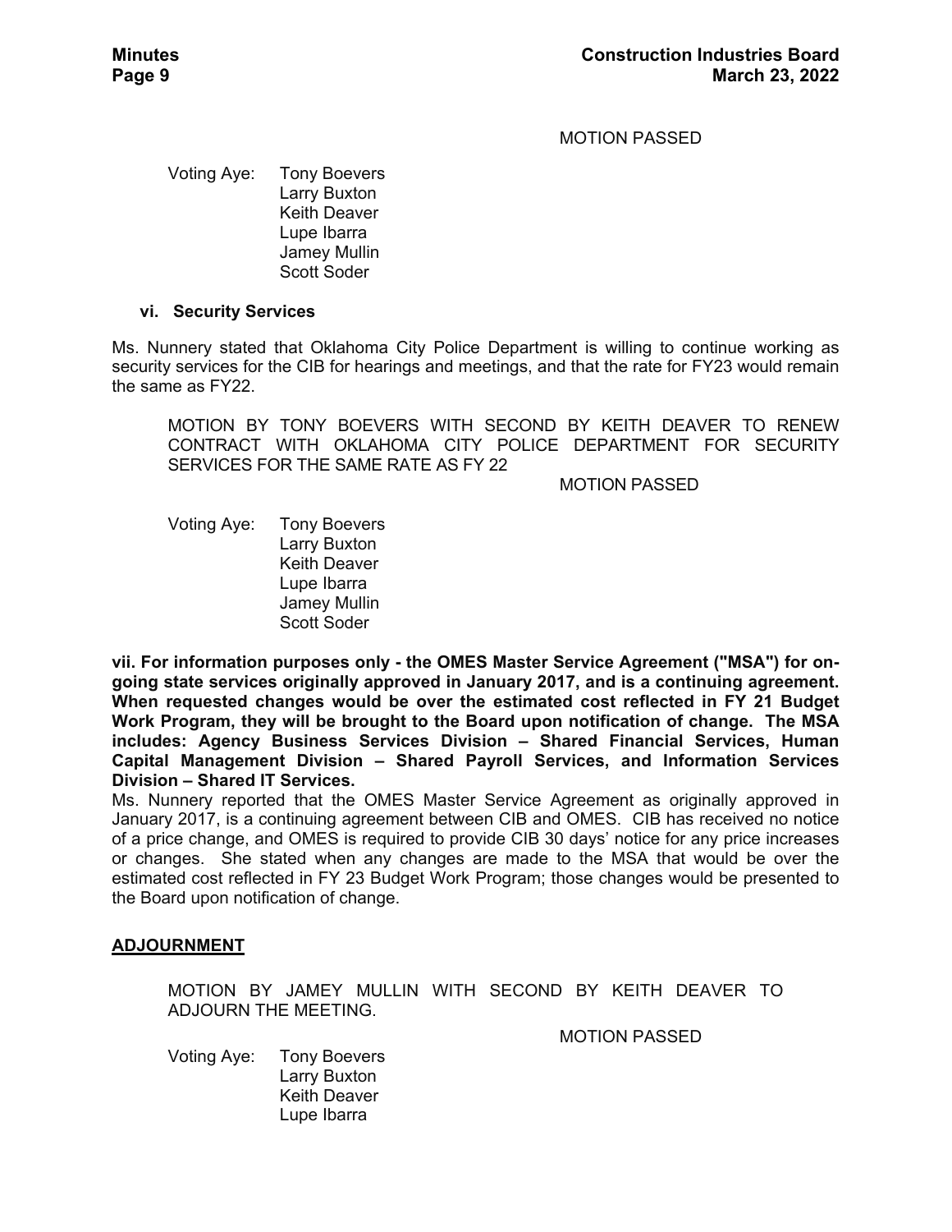MOTION PASSED

Voting Aye: Tony Boevers
Larry Buxton
Keith Deaver
Lupe Ibarra
Jamey Mullin
Scott Soder

**vi. Security Services**

Ms. Nunnery stated that Oklahoma City Police Department is willing to continue working as security services for the CIB for hearings and meetings, and that the rate for FY23 would remain the same as FY22.

MOTION BY TONY BOEVERS WITH SECOND BY KEITH DEAVER TO RENEW CONTRACT WITH OKLAHOMA CITY POLICE DEPARTMENT FOR SECURITY SERVICES FOR THE SAME RATE AS FY 22

MOTION PASSED

Voting Aye: Tony Boevers
Larry Buxton
Keith Deaver
Lupe Ibarra
Jamey Mullin
Scott Soder

**vii. For information purposes only - the OMES Master Service Agreement ("MSA") for on-going state services originally approved in January 2017, and is a continuing agreement. When requested changes would be over the estimated cost reflected in FY 21 Budget Work Program, they will be brought to the Board upon notification of change. The MSA includes: Agency Business Services Division – Shared Financial Services, Human Capital Management Division – Shared Payroll Services, and Information Services Division – Shared IT Services.**

Ms. Nunnery reported that the OMES Master Service Agreement as originally approved in January 2017, is a continuing agreement between CIB and OMES. CIB has received no notice of a price change, and OMES is required to provide CIB 30 days' notice for any price increases or changes. She stated when any changes are made to the MSA that would be over the estimated cost reflected in FY 23 Budget Work Program; those changes would be presented to the Board upon notification of change.

## ADJOURNMENT

MOTION BY JAMEY MULLIN WITH SECOND BY KEITH DEAVER TO ADJOURN THE MEETING.

MOTION PASSED

Voting Aye: Tony Boevers
Larry Buxton
Keith Deaver
Lupe Ibarra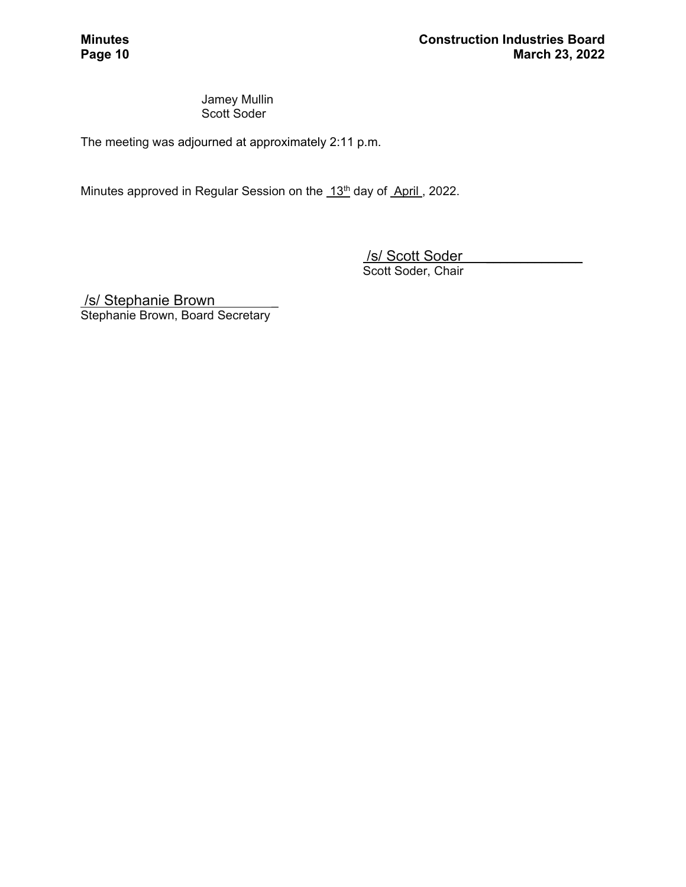Jamey Mullin
Scott Soder

The meeting was adjourned at approximately 2:11 p.m.

Minutes approved in Regular Session on the 13th day of April, 2022.

/s/ Scott Soder
Scott Soder, Chair

/s/ Stephanie Brown
Stephanie Brown, Board Secretary